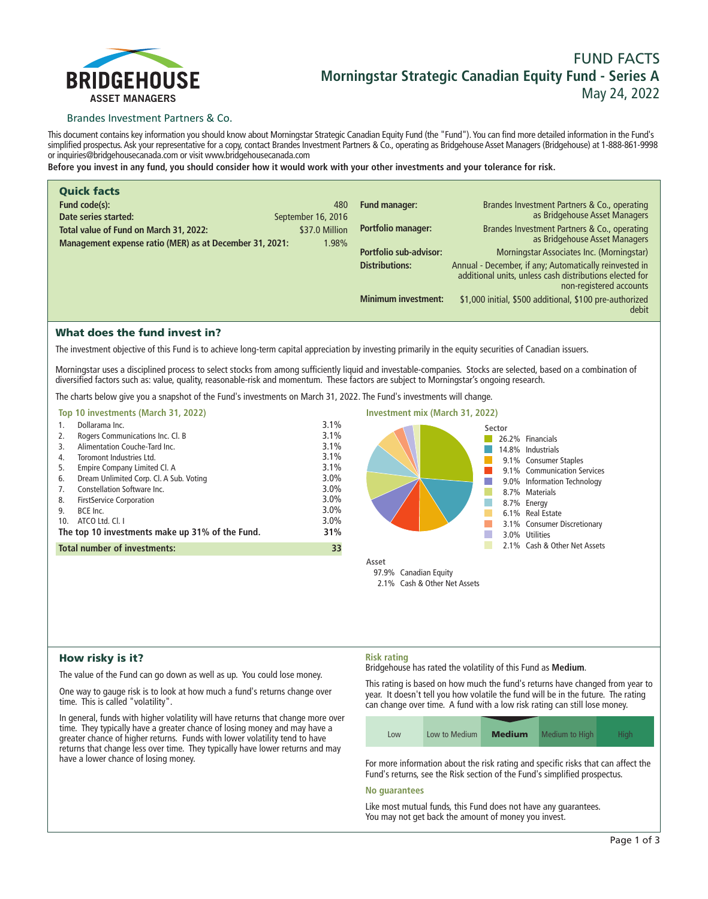BRIDGEHOUSE ASSET MANAGERS

Brandes Investment Partners & Co.

# FUND FACTS
## Morningstar Strategic Canadian Equity Fund - Series A
May 24, 2022

This document contains key information you should know about Morningstar Strategic Canadian Equity Fund (the "Fund"). You can find more detailed information in the Fund's simplified prospectus. Ask your representative for a copy, contact Brandes Investment Partners & Co., operating as Bridgehouse Asset Managers (Bridgehouse) at 1-888-861-9998 or inquiries@bridgehousecanada.com or visit www.bridgehousecanada.com

**Before you invest in any fund, you should consider how it would work with your other investments and your tolerance for risk.**

## Quick facts

| | |
|---|---|
| **Fund code(s):** | 480 |
| **Date series started:** | September 16, 2016 |
| **Total value of Fund on March 31, 2022:** | $37.0 Million |
| **Management expense ratio (MER) as at December 31, 2021:** | 1.98% |
| **Fund manager:** | Brandes Investment Partners & Co., operating as Bridgehouse Asset Managers |
| **Portfolio manager:** | Brandes Investment Partners & Co., operating as Bridgehouse Asset Managers |
| **Portfolio sub-advisor:** | Morningstar Associates Inc. (Morningstar) |
| **Distributions:** | Annual - December, if any; Automatically reinvested in additional units, unless cash distributions elected for non-registered accounts |
| **Minimum investment:** | $1,000 initial, $500 additional, $100 pre-authorized debit |

## What does the fund invest in?

The investment objective of this Fund is to achieve long-term capital appreciation by investing primarily in the equity securities of Canadian issuers.

Morningstar uses a disciplined process to select stocks from among sufficiently liquid and investable-companies. Stocks are selected, based on a combination of diversified factors such as: value, quality, reasonable-risk and momentum. These factors are subject to Morningstar's ongoing research.

The charts below give you a snapshot of the Fund's investments on March 31, 2022. The Fund's investments will change.

### Top 10 investments (March 31, 2022)

| | | |
|---|---|---|
| 1. | Dollarama Inc. | 3.1% |
| 2. | Rogers Communications Inc. Cl. B | 3.1% |
| 3. | Alimentation Couche-Tard Inc. | 3.1% |
| 4. | Toromont Industries Ltd. | 3.1% |
| 5. | Empire Company Limited Cl. A | 3.1% |
| 6. | Dream Unlimited Corp. Cl. A Sub. Voting | 3.0% |
| 7. | Constellation Software Inc. | 3.0% |
| 8. | FirstService Corporation | 3.0% |
| 9. | BCE Inc. | 3.0% |
| 10. | ATCO Ltd. Cl. I | 3.0% |
| | **The top 10 investments make up 31% of the Fund.** | **31%** |
| | **Total number of investments:** | **33** |

### Investment mix (March 31, 2022)

**Sector**

| | |
|---|---|
| 26.2% | Financials |
| 14.8% | Industrials |
| 9.1% | Consumer Staples |
| 9.1% | Communication Services |
| 9.0% | Information Technology |
| 8.7% | Materials |
| 8.7% | Energy |
| 6.1% | Real Estate |
| 3.1% | Consumer Discretionary |
| 3.0% | Utilities |
| 2.1% | Cash & Other Net Assets |

**Asset**

| | |
|---|---|
| 97.9% | Canadian Equity |
| 2.1% | Cash & Other Net Assets |

## How risky is it?

The value of the Fund can go down as well as up. You could lose money.

One way to gauge risk is to look at how much a fund's returns change over time. This is called "volatility".

In general, funds with higher volatility will have returns that change more over time. They typically have a greater chance of losing money and may have a greater chance of higher returns. Funds with lower volatility tend to have returns that change less over time. They typically have lower returns and may have a lower chance of losing money.

### Risk rating

Bridgehouse has rated the volatility of this Fund as **Medium**.

This rating is based on how much the fund's returns have changed from year to year. It doesn't tell you how volatile the fund will be in the future. The rating can change over time. A fund with a low risk rating can still lose money.

| Low | Low to Medium | **Medium** | Medium to High | High |
|---|---|---|---|---|

For more information about the risk rating and specific risks that can affect the Fund's returns, see the Risk section of the Fund's simplified prospectus.

### No guarantees

Like most mutual funds, this Fund does not have any guarantees. You may not get back the amount of money you invest.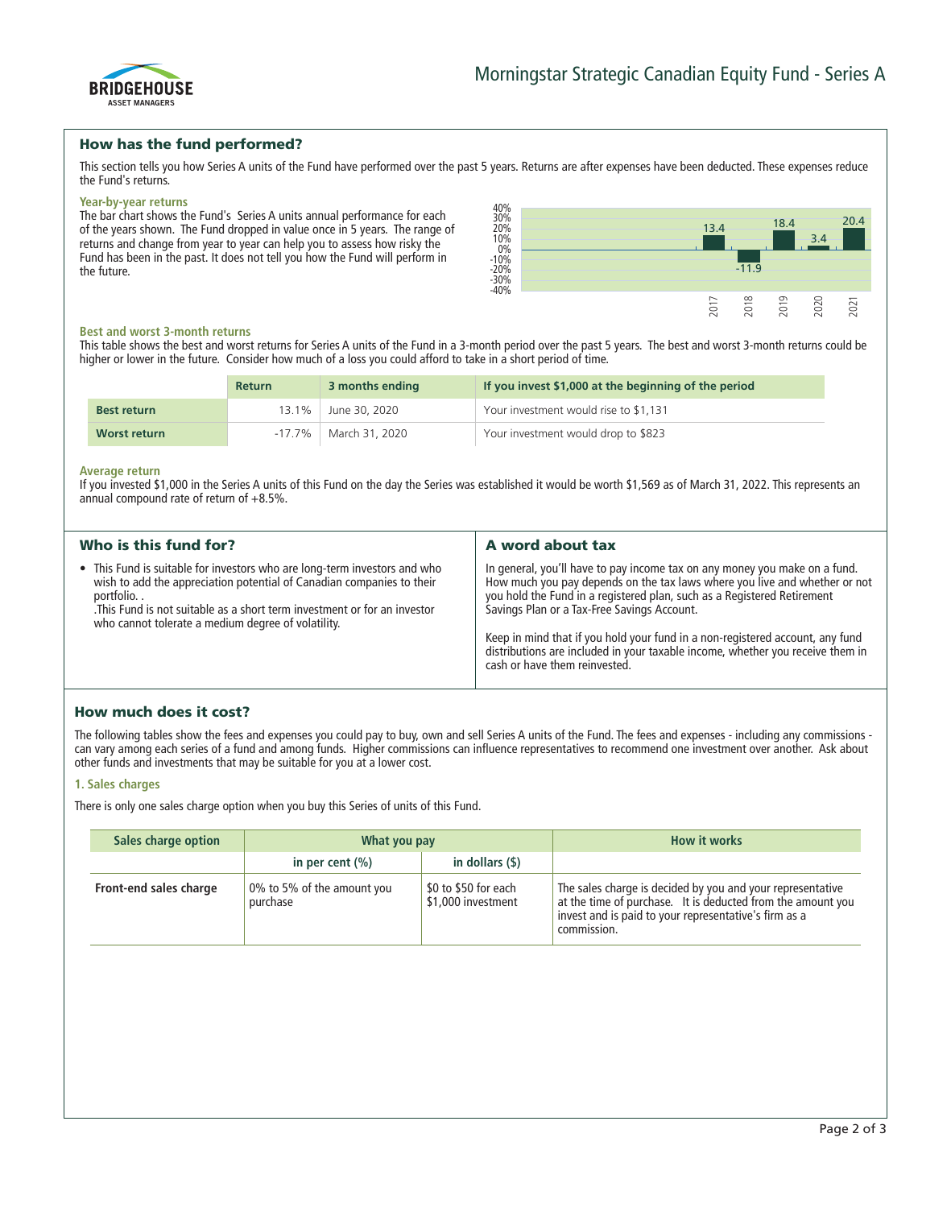Morningstar Strategic Canadian Equity Fund - Series A

## How has the fund performed?

This section tells you how Series A units of the Fund have performed over the past 5 years. Returns are after expenses have been deducted. These expenses reduce the Fund's returns.

### Year-by-year returns

The bar chart shows the Fund's Series A units annual performance for each of the years shown. The Fund dropped in value once in 5 years. The range of returns and change from year to year can help you to assess how risky the Fund has been in the past. It does not tell you how the Fund will perform in the future.

| Year | Return (%) |
|---|---|
| 2017 | 13.4 |
| 2018 | -11.9 |
| 2019 | 18.4 |
| 2020 | 3.4 |
| 2021 | 20.4 |

### Best and worst 3-month returns

This table shows the best and worst returns for Series A units of the Fund in a 3-month period over the past 5 years. The best and worst 3-month returns could be higher or lower in the future. Consider how much of a loss you could afford to take in a short period of time.

| | Return | 3 months ending | If you invest $1,000 at the beginning of the period |
|---|---|---|---|
| **Best return** | 13.1% | June 30, 2020 | Your investment would rise to $1,131 |
| **Worst return** | -17.7% | March 31, 2020 | Your investment would drop to $823 |

### Average return

If you invested $1,000 in the Series A units of this Fund on the day the Series was established it would be worth $1,569 as of March 31, 2022. This represents an annual compound rate of return of +8.5%.

## Who is this fund for?

- This Fund is suitable for investors who are long-term investors and who wish to add the appreciation potential of Canadian companies to their portfolio. .
  .This Fund is not suitable as a short term investment or for an investor who cannot tolerate a medium degree of volatility.

## A word about tax

In general, you'll have to pay income tax on any money you make on a fund. How much you pay depends on the tax laws where you live and whether or not you hold the Fund in a registered plan, such as a Registered Retirement Savings Plan or a Tax-Free Savings Account.

Keep in mind that if you hold your fund in a non-registered account, any fund distributions are included in your taxable income, whether you receive them in cash or have them reinvested.

## How much does it cost?

The following tables show the fees and expenses you could pay to buy, own and sell Series A units of the Fund. The fees and expenses - including any commissions - can vary among each series of a fund and among funds. Higher commissions can influence representatives to recommend one investment over another. Ask about other funds and investments that may be suitable for you at a lower cost.

### 1. Sales charges

There is only one sales charge option when you buy this Series of units of this Fund.

| Sales charge option | What you pay | | How it works |
|---|---|---|---|
| | in per cent (%) | in dollars ($) | |
| **Front-end sales charge** | 0% to 5% of the amount you purchase | $0 to $50 for each $1,000 investment | The sales charge is decided by you and your representative at the time of purchase. It is deducted from the amount you invest and is paid to your representative's firm as a commission. |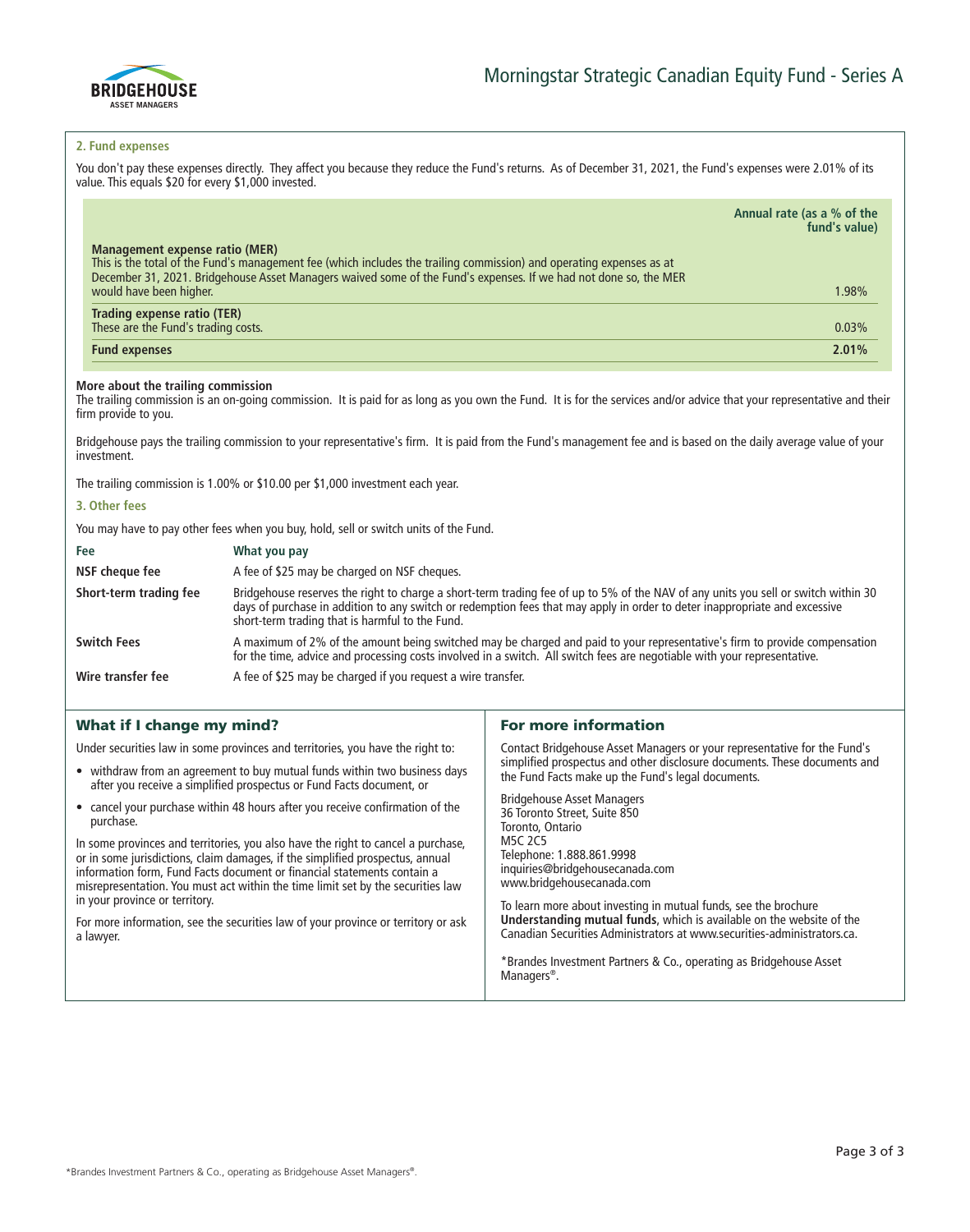## 2. Fund expenses

You don't pay these expenses directly. They affect you because they reduce the Fund's returns. As of December 31, 2021, the Fund's expenses were 2.01% of its value. This equals $20 for every $1,000 invested.

| | Annual rate (as a % of the fund's value) |
|---|---|
| **Management expense ratio (MER)**<br>This is the total of the Fund's management fee (which includes the trailing commission) and operating expenses as at December 31, 2021. Bridgehouse Asset Managers waived some of the Fund's expenses. If we had not done so, the MER would have been higher. | 1.98% |
| **Trading expense ratio (TER)**<br>These are the Fund's trading costs. | 0.03% |
| **Fund expenses** | **2.01%** |

### More about the trailing commission

The trailing commission is an on-going commission. It is paid for as long as you own the Fund. It is for the services and/or advice that your representative and their firm provide to you.

Bridgehouse pays the trailing commission to your representative's firm. It is paid from the Fund's management fee and is based on the daily average value of your investment.

The trailing commission is 1.00% or $10.00 per $1,000 investment each year.

## 3. Other fees

You may have to pay other fees when you buy, hold, sell or switch units of the Fund.

| Fee | What you pay |
|---|---|
| **NSF cheque fee** | A fee of $25 may be charged on NSF cheques. |
| **Short-term trading fee** | Bridgehouse reserves the right to charge a short-term trading fee of up to 5% of the NAV of any units you sell or switch within 30 days of purchase in addition to any switch or redemption fees that may apply in order to deter inappropriate and excessive short-term trading that is harmful to the Fund. |
| **Switch Fees** | A maximum of 2% of the amount being switched may be charged and paid to your representative's firm to provide compensation for the time, advice and processing costs involved in a switch. All switch fees are negotiable with your representative. |
| **Wire transfer fee** | A fee of $25 may be charged if you request a wire transfer. |

## What if I change my mind?

Under securities law in some provinces and territories, you have the right to:

- withdraw from an agreement to buy mutual funds within two business days after you receive a simplified prospectus or Fund Facts document, or
- cancel your purchase within 48 hours after you receive confirmation of the purchase.

In some provinces and territories, you also have the right to cancel a purchase, or in some jurisdictions, claim damages, if the simplified prospectus, annual information form, Fund Facts document or financial statements contain a misrepresentation. You must act within the time limit set by the securities law in your province or territory.

For more information, see the securities law of your province or territory or ask a lawyer.

## For more information

Contact Bridgehouse Asset Managers or your representative for the Fund's simplified prospectus and other disclosure documents. These documents and the Fund Facts make up the Fund's legal documents.

Bridgehouse Asset Managers
36 Toronto Street, Suite 850
Toronto, Ontario
M5C 2C5
Telephone: 1.888.861.9998
inquiries@bridgehousecanada.com
www.bridgehousecanada.com

To learn more about investing in mutual funds, see the brochure **Understanding mutual funds**, which is available on the website of the Canadian Securities Administrators at www.securities-administrators.ca.

*Brandes Investment Partners & Co., operating as Bridgehouse Asset Managers®.